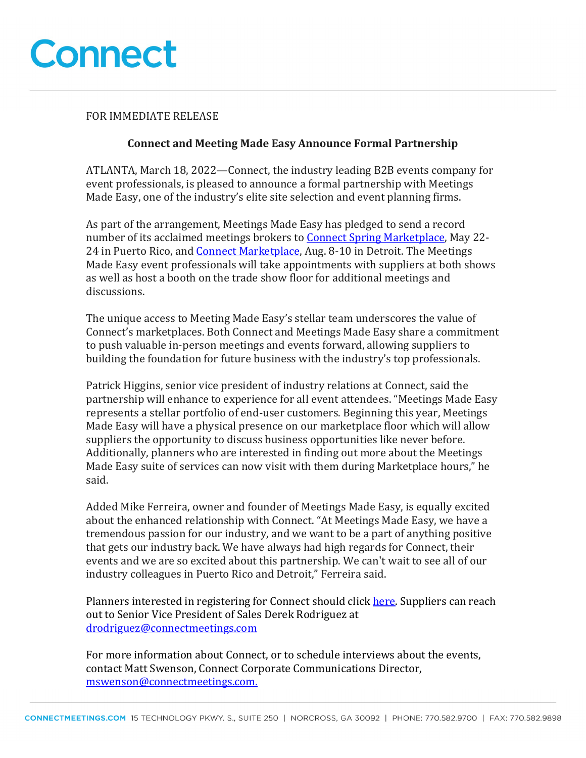Connect

FOR IMMEDIATE RELEASE

**Connect and Meeting Made Easy Announce Formal Partnership**

ATLANTA, March 18, 2022—Connect, the industry leading B2B events company for event professionals, is pleased to announce a formal partnership with Meetings Made Easy, one of the industry's elite site selection and event planning firms.

As part of the arrangement, Meetings Made Easy has pledged to send a record number of its acclaimed meetings brokers to Connect Spring Marketplace, May 22-24 in Puerto Rico, and Connect Marketplace, Aug. 8-10 in Detroit. The Meetings Made Easy event professionals will take appointments with suppliers at both shows as well as host a booth on the trade show floor for additional meetings and discussions.

The unique access to Meeting Made Easy's stellar team underscores the value of Connect's marketplaces. Both Connect and Meetings Made Easy share a commitment to push valuable in-person meetings and events forward, allowing suppliers to building the foundation for future business with the industry's top professionals.

Patrick Higgins, senior vice president of industry relations at Connect, said the partnership will enhance to experience for all event attendees. "Meetings Made Easy represents a stellar portfolio of end-user customers. Beginning this year, Meetings Made Easy will have a physical presence on our marketplace floor which will allow suppliers the opportunity to discuss business opportunities like never before. Additionally, planners who are interested in finding out more about the Meetings Made Easy suite of services can now visit with them during Marketplace hours," he said.

Added Mike Ferreira, owner and founder of Meetings Made Easy, is equally excited about the enhanced relationship with Connect. "At Meetings Made Easy, we have a tremendous passion for our industry, and we want to be a part of anything positive that gets our industry back. We have always had high regards for Connect, their events and we are so excited about this partnership. We can't wait to see all of our industry colleagues in Puerto Rico and Detroit," Ferreira said.

Planners interested in registering for Connect should click here. Suppliers can reach out to Senior Vice President of Sales Derek Rodriguez at drodriguez@connectmeetings.com

For more information about Connect, or to schedule interviews about the events, contact Matt Swenson, Connect Corporate Communications Director, mswenson@connectmeetings.com.

CONNECTMEETINGS.COM 15 TECHNOLOGY PKWY. S., SUITE 250 | NORCROSS, GA 30092 | PHONE: 770.582.9700 | FAX: 770.582.9898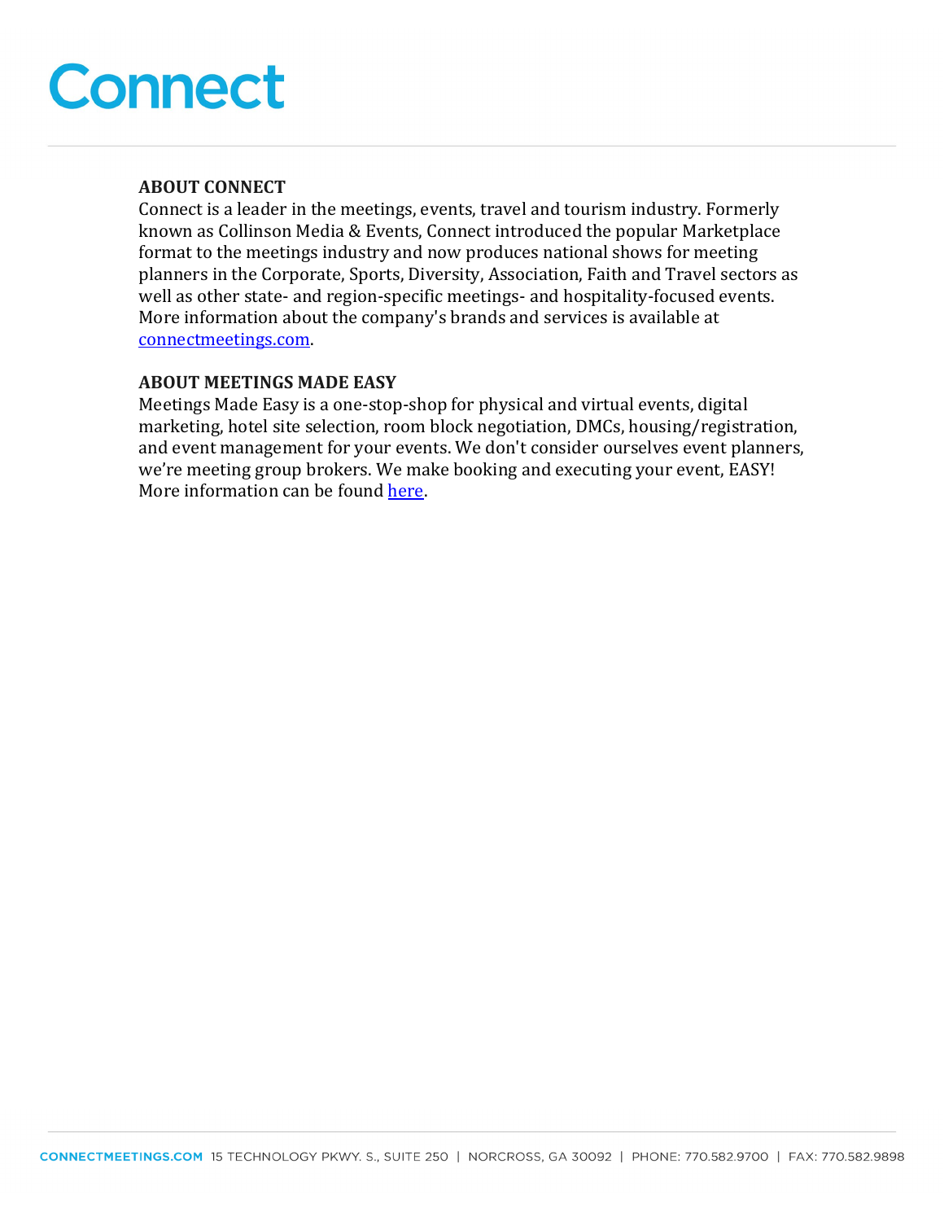**ABOUT CONNECT**
Connect is a leader in the meetings, events, travel and tourism industry. Formerly known as Collinson Media & Events, Connect introduced the popular Marketplace format to the meetings industry and now produces national shows for meeting planners in the Corporate, Sports, Diversity, Association, Faith and Travel sectors as well as other state- and region-specific meetings- and hospitality-focused events. More information about the company's brands and services is available at connectmeetings.com.

**ABOUT MEETINGS MADE EASY**
Meetings Made Easy is a one-stop-shop for physical and virtual events, digital marketing, hotel site selection, room block negotiation, DMCs, housing/registration, and event management for your events. We don't consider ourselves event planners, we're meeting group brokers. We make booking and executing your event, EASY! More information can be found here.